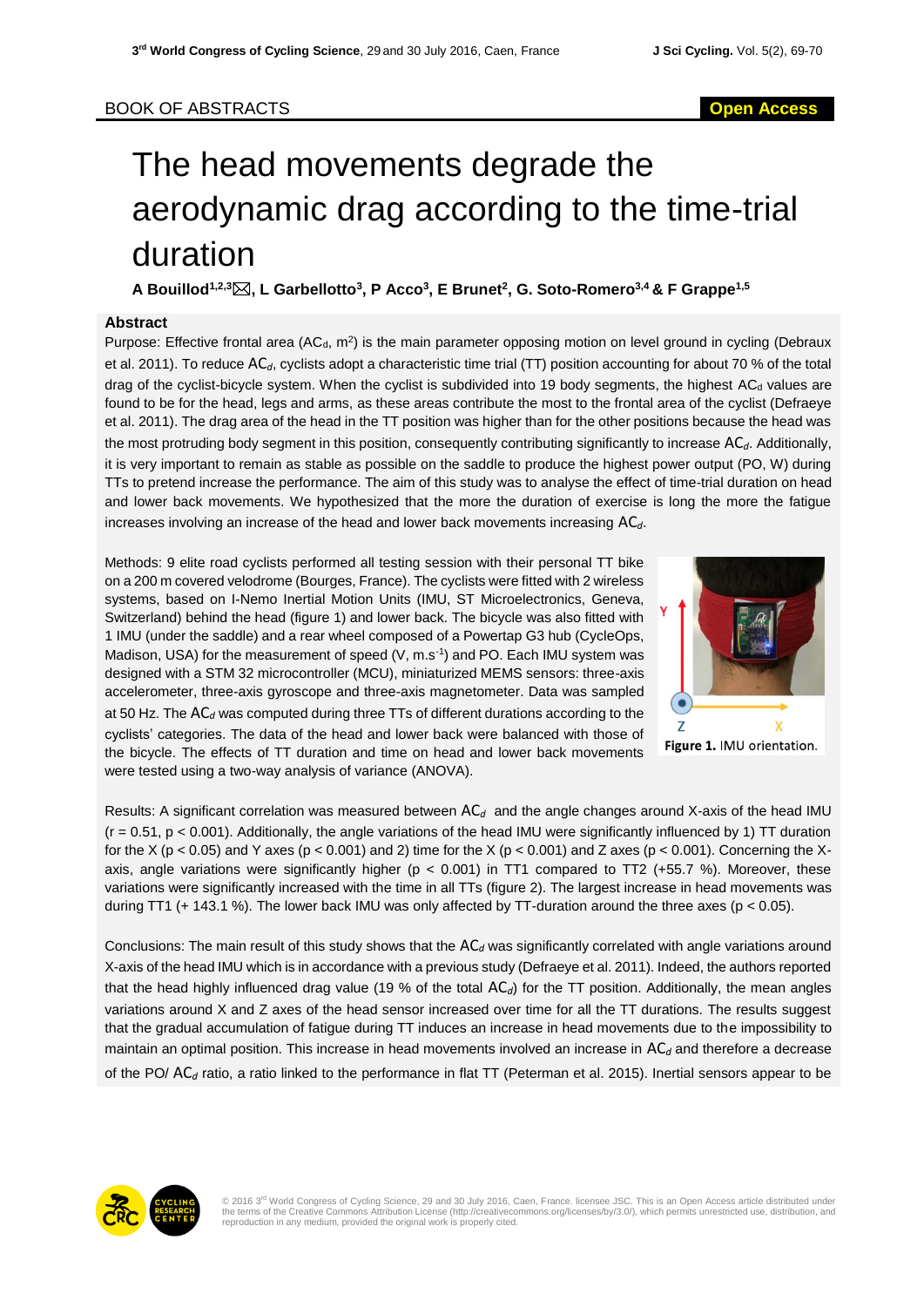BOOK OF ABSTRACTS

# The head movements degrade the aerodynamic drag according to the time-trial duration

**A Bouillod[1,2,3]✉, L Garbellotto[3], P Acco[3], E Brunet[2], G. Soto-Romero[3,4] & F Grappe[1,5]**

## Abstract

Purpose: Effective frontal area ($AC_d$, $m^2$) is the main parameter opposing motion on level ground in cycling (Debraux et al. 2011). To reduce $AC_d$, cyclists adopt a characteristic time trial (TT) position accounting for about 70 % of the total drag of the cyclist-bicycle system. When the cyclist is subdivided into 19 body segments, the highest $AC_d$ values are found to be for the head, legs and arms, as these areas contribute the most to the frontal area of the cyclist (Defraeye et al. 2011). The drag area of the head in the TT position was higher than for the other positions because the head was the most protruding body segment in this position, consequently contributing significantly to increase $AC_d$. Additionally, it is very important to remain as stable as possible on the saddle to produce the highest power output (PO, W) during TTs to pretend increase the performance. The aim of this study was to analyse the effect of time-trial duration on head and lower back movements. We hypothesized that the more the duration of exercise is long the more the fatigue increases involving an increase of the head and lower back movements increasing $AC_d$.

Methods: 9 elite road cyclists performed all testing session with their personal TT bike on a 200 m covered velodrome (Bourges, France). The cyclists were fitted with 2 wireless systems, based on I-Nemo Inertial Motion Units (IMU, ST Microelectronics, Geneva, Switzerland) behind the head (figure 1) and lower back. The bicycle was also fitted with 1 IMU (under the saddle) and a rear wheel composed of a Powertap G3 hub (CycleOps, Madison, USA) for the measurement of speed (V, $m.s^{-1}$) and PO. Each IMU system was designed with a STM 32 microcontroller (MCU), miniaturized MEMS sensors: three-axis accelerometer, three-axis gyroscope and three-axis magnetometer. Data was sampled at 50 Hz. The $AC_d$ was computed during three TTs of different durations according to the cyclists' categories. The data of the head and lower back were balanced with those of the bicycle. The effects of TT duration and time on head and lower back movements were tested using a two-way analysis of variance (ANOVA).

**Figure 1.** IMU orientation.

Results: A significant correlation was measured between $AC_d$ and the angle changes around X-axis of the head IMU ($r = 0.51$, $p < 0.001$). Additionally, the angle variations of the head IMU were significantly influenced by 1) TT duration for the X ($p < 0.05$) and Y axes ($p < 0.001$) and 2) time for the X ($p < 0.001$) and Z axes ($p < 0.001$). Concerning the X-axis, angle variations were significantly higher ($p < 0.001$) in TT1 compared to TT2 (+55.7 %). Moreover, these variations were significantly increased with the time in all TTs (figure 2). The largest increase in head movements was during TT1 (+ 143.1 %). The lower back IMU was only affected by TT-duration around the three axes ($p < 0.05$).

Conclusions: The main result of this study shows that the $AC_d$ was significantly correlated with angle variations around X-axis of the head IMU which is in accordance with a previous study (Defraeye et al. 2011). Indeed, the authors reported that the head highly influenced drag value (19 % of the total $AC_d$) for the TT position. Additionally, the mean angles variations around X and Z axes of the head sensor increased over time for all the TT durations. The results suggest that the gradual accumulation of fatigue during TT induces an increase in head movements due to the impossibility to maintain an optimal position. This increase in head movements involved an increase in $AC_d$ and therefore a decrease of the PO/ $AC_d$ ratio, a ratio linked to the performance in flat TT (Peterman et al. 2015). Inertial sensors appear to be

© 2016 3rd World Congress of Cycling Science, 29 and 30 July 2016, Caen, France. licensee JSC. This is an Open Access article distributed under the terms of the Creative Commons Attribution License (http://creativecommons.org/licenses/by/3.0/), which permits unrestricted use, distribution, and reproduction in any medium, provided the original work is properly cited.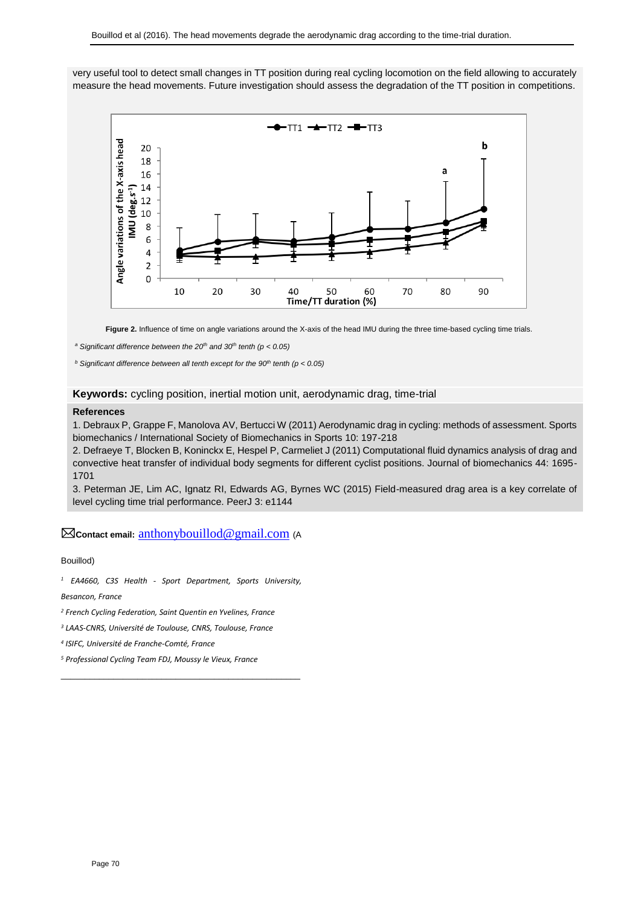very useful tool to detect small changes in TT position during real cycling locomotion on the field allowing to accurately measure the head movements. Future investigation should assess the degradation of the TT position in competitions.

TT1 TT2 TT3

Angle variations of the X-axis head IMU (deg.s$^{-1}$)

20
18
16
14
12
10
8
6
4
2
0

10 20 30 40 50 60 70 80 90

Time/TT duration (%)

a

b

**Figure 2.** Influence of time on angle variations around the X-axis of the head IMU during the three time-based cycling time trials.

[a] *Significant difference between the 20th and 30th tenth ($p < 0.05$)*

[b] *Significant difference between all tenth except for the 90th tenth ($p < 0.05$)*

**Keywords:** cycling position, inertial motion unit, aerodynamic drag, time-trial

## References

1. Debraux P, Grappe F, Manolova AV, Bertucci W (2011) Aerodynamic drag in cycling: methods of assessment. Sports biomechanics / International Society of Biomechanics in Sports 10: 197-218
2. Defraeye T, Blocken B, Koninckx E, Hespel P, Carmeliet J (2011) Computational fluid dynamics analysis of drag and convective heat transfer of individual body segments for different cyclist positions. Journal of biomechanics 44: 1695-1701
3. Peterman JE, Lim AC, Ignatz RI, Edwards AG, Byrnes WC (2015) Field-measured drag area is a key correlate of level cycling time trial performance. PeerJ 3: e1144

✉**Contact email:** anthonybouillod@gmail.com (A Bouillod)

[1] *EA4660, C3S Health - Sport Department, Sports University, Besancon, France*

[2] *French Cycling Federation, Saint Quentin en Yvelines, France*

[3] *LAAS-CNRS, Université de Toulouse, CNRS, Toulouse, France*

[4] *ISIFC, Université de Franche-Comté, France*

[5] *Professional Cycling Team FDJ, Moussy le Vieux, France*